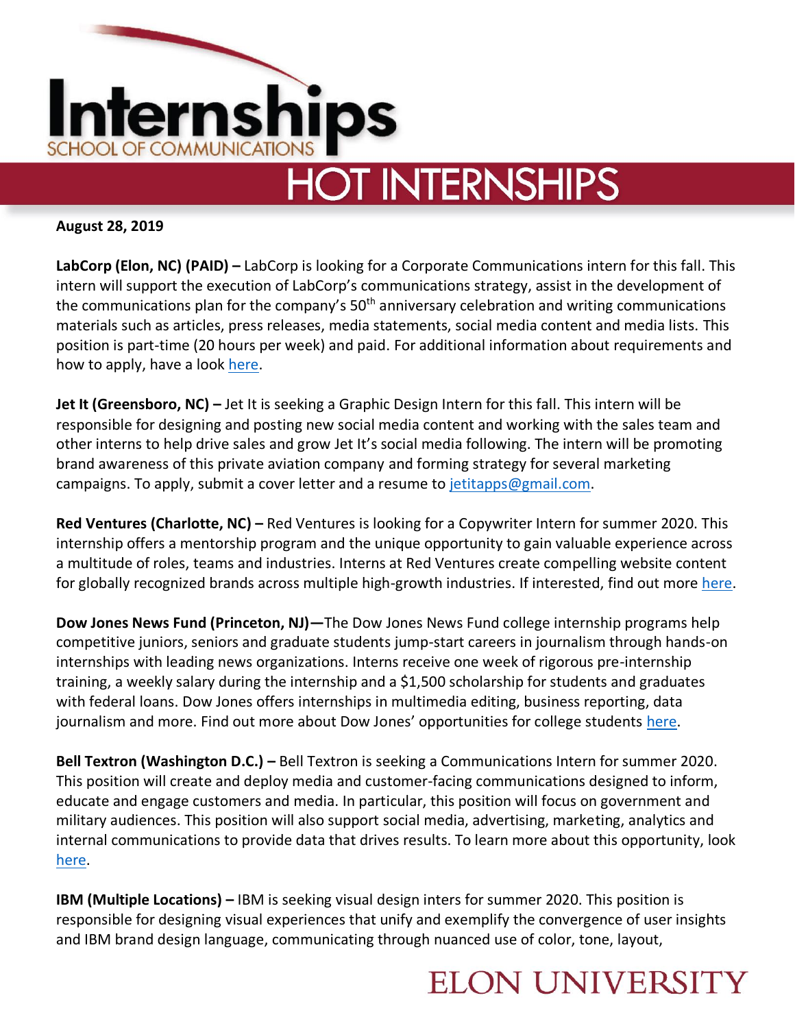# Internships

SCHOOL OF COMMUNICATIONS

## HOT INTERNSHIPS

**August 28, 2019**

**LabCorp (Elon, NC) (PAID) –** LabCorp is looking for a Corporate Communications intern for this fall. This intern will support the execution of LabCorp's communications strategy, assist in the development of the communications plan for the company's 50th anniversary celebration and writing communications materials such as articles, press releases, media statements, social media content and media lists. This position is part-time (20 hours per week) and paid. For additional information about requirements and how to apply, have a look here.

**Jet It (Greensboro, NC) –** Jet It is seeking a Graphic Design Intern for this fall. This intern will be responsible for designing and posting new social media content and working with the sales team and other interns to help drive sales and grow Jet It's social media following. The intern will be promoting brand awareness of this private aviation company and forming strategy for several marketing campaigns. To apply, submit a cover letter and a resume to jetitapps@gmail.com.

**Red Ventures (Charlotte, NC) –** Red Ventures is looking for a Copywriter Intern for summer 2020. This internship offers a mentorship program and the unique opportunity to gain valuable experience across a multitude of roles, teams and industries. Interns at Red Ventures create compelling website content for globally recognized brands across multiple high-growth industries. If interested, find out more here.

**Dow Jones News Fund (Princeton, NJ)—**The Dow Jones News Fund college internship programs help competitive juniors, seniors and graduate students jump-start careers in journalism through hands-on internships with leading news organizations. Interns receive one week of rigorous pre-internship training, a weekly salary during the internship and a $1,500 scholarship for students and graduates with federal loans. Dow Jones offers internships in multimedia editing, business reporting, data journalism and more. Find out more about Dow Jones' opportunities for college students here.

**Bell Textron (Washington D.C.) –** Bell Textron is seeking a Communications Intern for summer 2020. This position will create and deploy media and customer-facing communications designed to inform, educate and engage customers and media. In particular, this position will focus on government and military audiences. This position will also support social media, advertising, marketing, analytics and internal communications to provide data that drives results. To learn more about this opportunity, look here.

**IBM (Multiple Locations) –** IBM is seeking visual design inters for summer 2020. This position is responsible for designing visual experiences that unify and exemplify the convergence of user insights and IBM brand design language, communicating through nuanced use of color, tone, layout,

ELON UNIVERSITY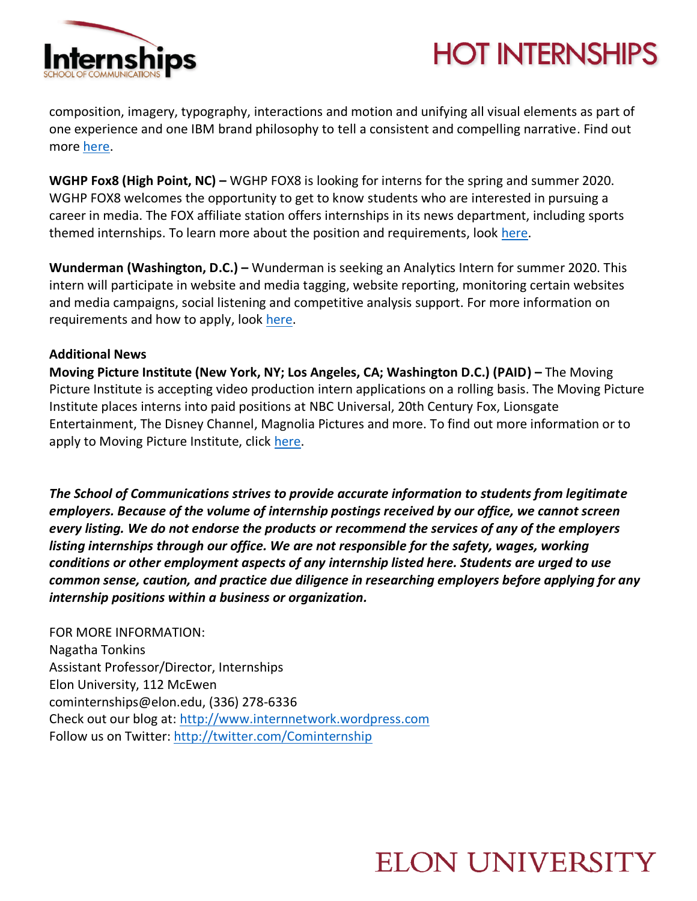composition, imagery, typography, interactions and motion and unifying all visual elements as part of one experience and one IBM brand philosophy to tell a consistent and compelling narrative. Find out more here.

**WGHP Fox8 (High Point, NC) –** WGHP FOX8 is looking for interns for the spring and summer 2020. WGHP FOX8 welcomes the opportunity to get to know students who are interested in pursuing a career in media. The FOX affiliate station offers internships in its news department, including sports themed internships. To learn more about the position and requirements, look here.

**Wunderman (Washington, D.C.) –** Wunderman is seeking an Analytics Intern for summer 2020. This intern will participate in website and media tagging, website reporting, monitoring certain websites and media campaigns, social listening and competitive analysis support. For more information on requirements and how to apply, look here.

**Additional News**

**Moving Picture Institute (New York, NY; Los Angeles, CA; Washington D.C.) (PAID) –** The Moving Picture Institute is accepting video production intern applications on a rolling basis. The Moving Picture Institute places interns into paid positions at NBC Universal, 20th Century Fox, Lionsgate Entertainment, The Disney Channel, Magnolia Pictures and more. To find out more information or to apply to Moving Picture Institute, click here.

***The School of Communications strives to provide accurate information to students from legitimate employers. Because of the volume of internship postings received by our office, we cannot screen every listing. We do not endorse the products or recommend the services of any of the employers listing internships through our office. We are not responsible for the safety, wages, working conditions or other employment aspects of any internship listed here. Students are urged to use common sense, caution, and practice due diligence in researching employers before applying for any internship positions within a business or organization.***

FOR MORE INFORMATION:
Nagatha Tonkins
Assistant Professor/Director, Internships
Elon University, 112 McEwen
cominternships@elon.edu, (336) 278-6336
Check out our blog at: http://www.internnetwork.wordpress.com
Follow us on Twitter: http://twitter.com/Cominternship